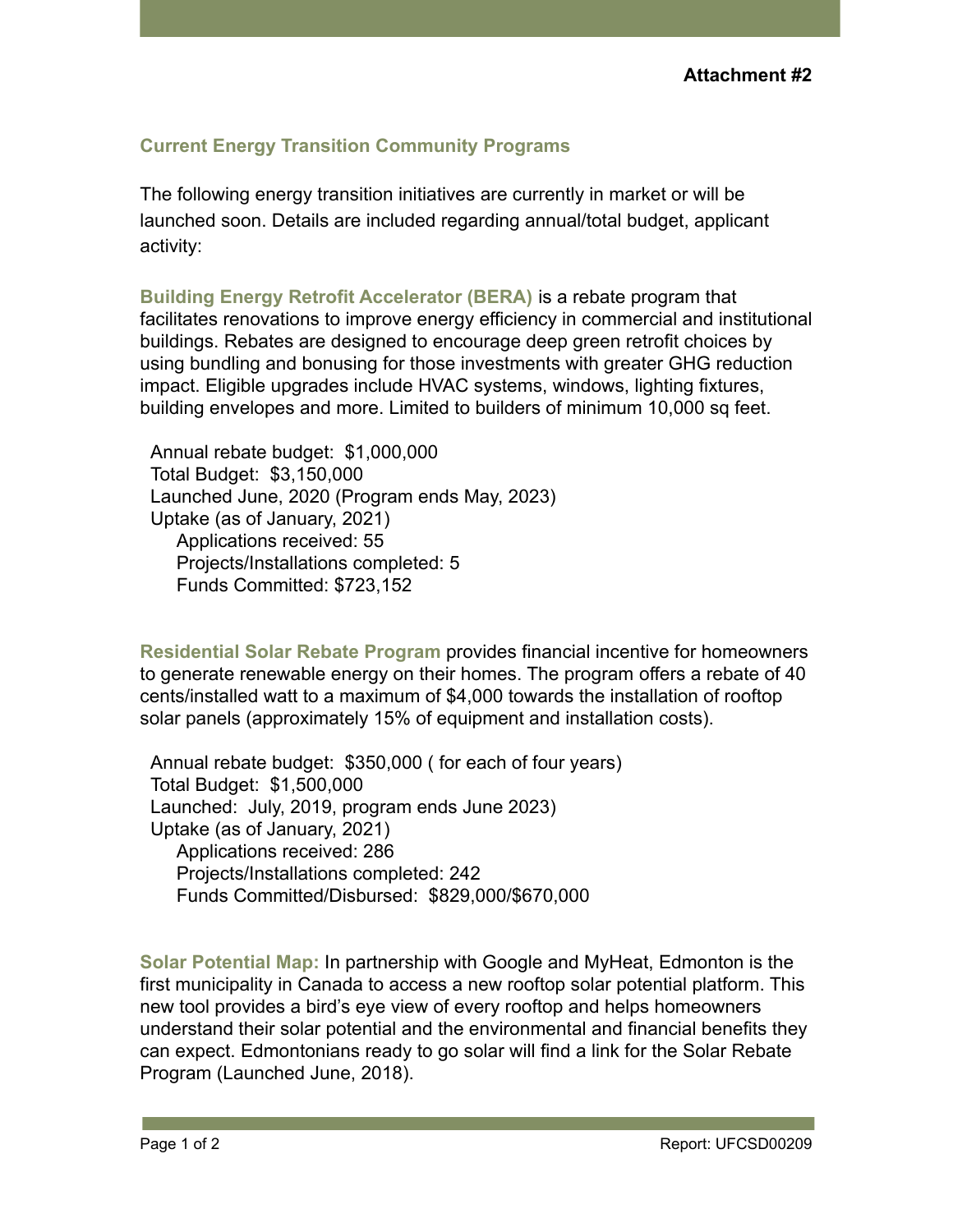**Attachment #2**

## Current Energy Transition Community Programs

The following energy transition initiatives are currently in market or will be launched soon. Details are included regarding annual/total budget, applicant activity:

**Building Energy Retrofit Accelerator (BERA)** is a rebate program that facilitates renovations to improve energy efficiency in commercial and institutional buildings. Rebates are designed to encourage deep green retrofit choices by using bundling and bonusing for those investments with greater GHG reduction impact. Eligible upgrades include HVAC systems, windows, lighting fixtures, building envelopes and more. Limited to builders of minimum 10,000 sq feet.

Annual rebate budget: $1,000,000
Total Budget: $3,150,000
Launched June, 2020 (Program ends May, 2023)
Uptake (as of January, 2021)
- Applications received: 55
- Projects/Installations completed: 5
- Funds Committed: $723,152

**Residential Solar Rebate Program** provides financial incentive for homeowners to generate renewable energy on their homes. The program offers a rebate of 40 cents/installed watt to a maximum of $4,000 towards the installation of rooftop solar panels (approximately 15% of equipment and installation costs).

Annual rebate budget: $350,000 ( for each of four years)
Total Budget: $1,500,000
Launched: July, 2019, program ends June 2023)
Uptake (as of January, 2021)
- Applications received: 286
- Projects/Installations completed: 242
- Funds Committed/Disbursed: $829,000/$670,000

**Solar Potential Map:** In partnership with Google and MyHeat, Edmonton is the first municipality in Canada to access a new rooftop solar potential platform. This new tool provides a bird's eye view of every rooftop and helps homeowners understand their solar potential and the environmental and financial benefits they can expect. Edmontonians ready to go solar will find a link for the Solar Rebate Program (Launched June, 2018).

Report: UFCSD00209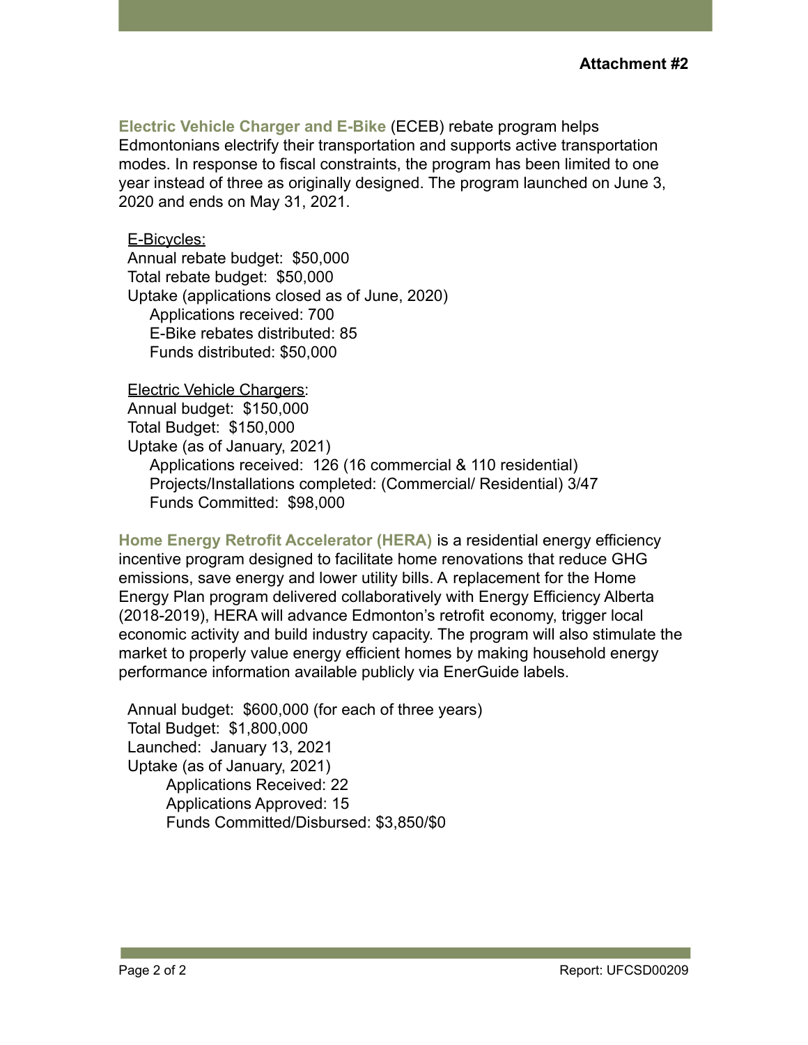**Attachment #2**

**Electric Vehicle Charger and E-Bike** (ECEB) rebate program helps Edmontonians electrify their transportation and supports active transportation modes. In response to fiscal constraints, the program has been limited to one year instead of three as originally designed. The program launched on June 3, 2020 and ends on May 31, 2021.

E-Bicycles:
Annual rebate budget: $50,000
Total rebate budget: $50,000
Uptake (applications closed as of June, 2020)
- Applications received: 700
- E-Bike rebates distributed: 85
- Funds distributed: $50,000

Electric Vehicle Chargers:
Annual budget: $150,000
Total Budget: $150,000
Uptake (as of January, 2021)
- Applications received: 126 (16 commercial & 110 residential)
- Projects/Installations completed: (Commercial/ Residential) 3/47
- Funds Committed: $98,000

**Home Energy Retrofit Accelerator (HERA)** is a residential energy efficiency incentive program designed to facilitate home renovations that reduce GHG emissions, save energy and lower utility bills. A replacement for the Home Energy Plan program delivered collaboratively with Energy Efficiency Alberta (2018-2019), HERA will advance Edmonton's retrofit economy, trigger local economic activity and build industry capacity. The program will also stimulate the market to properly value energy efficient homes by making household energy performance information available publicly via EnerGuide labels.

Annual budget: $600,000 (for each of three years)
Total Budget: $1,800,000
Launched: January 13, 2021
Uptake (as of January, 2021)
- Applications Received: 22
- Applications Approved: 15
- Funds Committed/Disbursed: $3,850/$0